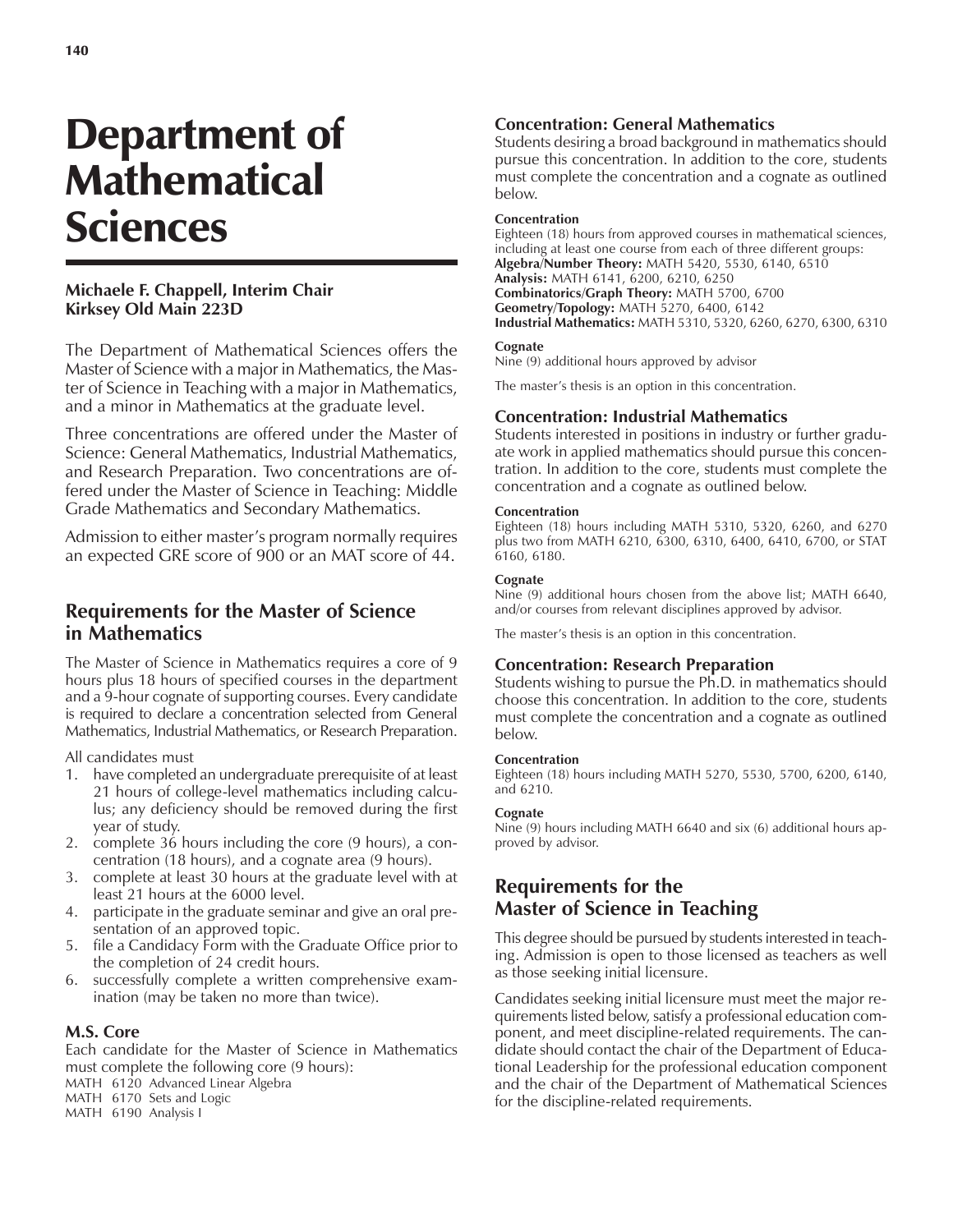# Department of Mathematical Sciences

**Michaele F. Chappell, Interim Chair**
**Kirksey Old Main 223D**

The Department of Mathematical Sciences offers the Master of Science with a major in Mathematics, the Master of Science in Teaching with a major in Mathematics, and a minor in Mathematics at the graduate level.

Three concentrations are offered under the Master of Science: General Mathematics, Industrial Mathematics, and Research Preparation. Two concentrations are offered under the Master of Science in Teaching: Middle Grade Mathematics and Secondary Mathematics.

Admission to either master's program normally requires an expected GRE score of 900 or an MAT score of 44.

## Requirements for the Master of Science in Mathematics

The Master of Science in Mathematics requires a core of 9 hours plus 18 hours of specified courses in the department and a 9-hour cognate of supporting courses. Every candidate is required to declare a concentration selected from General Mathematics, Industrial Mathematics, or Research Preparation.

All candidates must

1. have completed an undergraduate prerequisite of at least 21 hours of college-level mathematics including calculus; any deficiency should be removed during the first year of study.
2. complete 36 hours including the core (9 hours), a concentration (18 hours), and a cognate area (9 hours).
3. complete at least 30 hours at the graduate level with at least 21 hours at the 6000 level.
4. participate in the graduate seminar and give an oral presentation of an approved topic.
5. file a Candidacy Form with the Graduate Office prior to the completion of 24 credit hours.
6. successfully complete a written comprehensive examination (may be taken no more than twice).

### M.S. Core

Each candidate for the Master of Science in Mathematics must complete the following core (9 hours):

MATH 6120 Advanced Linear Algebra
MATH 6170 Sets and Logic
MATH 6190 Analysis I

### Concentration: General Mathematics

Students desiring a broad background in mathematics should pursue this concentration. In addition to the core, students must complete the concentration and a cognate as outlined below.

#### Concentration

Eighteen (18) hours from approved courses in mathematical sciences, including at least one course from each of three different groups:
**Algebra/Number Theory:** MATH 5420, 5530, 6140, 6510
**Analysis:** MATH 6141, 6200, 6210, 6250
**Combinatorics/Graph Theory:** MATH 5700, 6700
**Geometry/Topology:** MATH 5270, 6400, 6142
**Industrial Mathematics:** MATH 5310, 5320, 6260, 6270, 6300, 6310

#### Cognate

Nine (9) additional hours approved by advisor

The master's thesis is an option in this concentration.

### Concentration: Industrial Mathematics

Students interested in positions in industry or further graduate work in applied mathematics should pursue this concentration. In addition to the core, students must complete the concentration and a cognate as outlined below.

#### Concentration

Eighteen (18) hours including MATH 5310, 5320, 6260, and 6270 plus two from MATH 6210, 6300, 6310, 6400, 6410, 6700, or STAT 6160, 6180.

#### Cognate

Nine (9) additional hours chosen from the above list; MATH 6640, and/or courses from relevant disciplines approved by advisor.

The master's thesis is an option in this concentration.

### Concentration: Research Preparation

Students wishing to pursue the Ph.D. in mathematics should choose this concentration. In addition to the core, students must complete the concentration and a cognate as outlined below.

#### Concentration

Eighteen (18) hours including MATH 5270, 5530, 5700, 6200, 6140, and 6210.

#### Cognate

Nine (9) hours including MATH 6640 and six (6) additional hours approved by advisor.

## Requirements for the Master of Science in Teaching

This degree should be pursued by students interested in teaching. Admission is open to those licensed as teachers as well as those seeking initial licensure.

Candidates seeking initial licensure must meet the major requirements listed below, satisfy a professional education component, and meet discipline-related requirements. The candidate should contact the chair of the Department of Educational Leadership for the professional education component and the chair of the Department of Mathematical Sciences for the discipline-related requirements.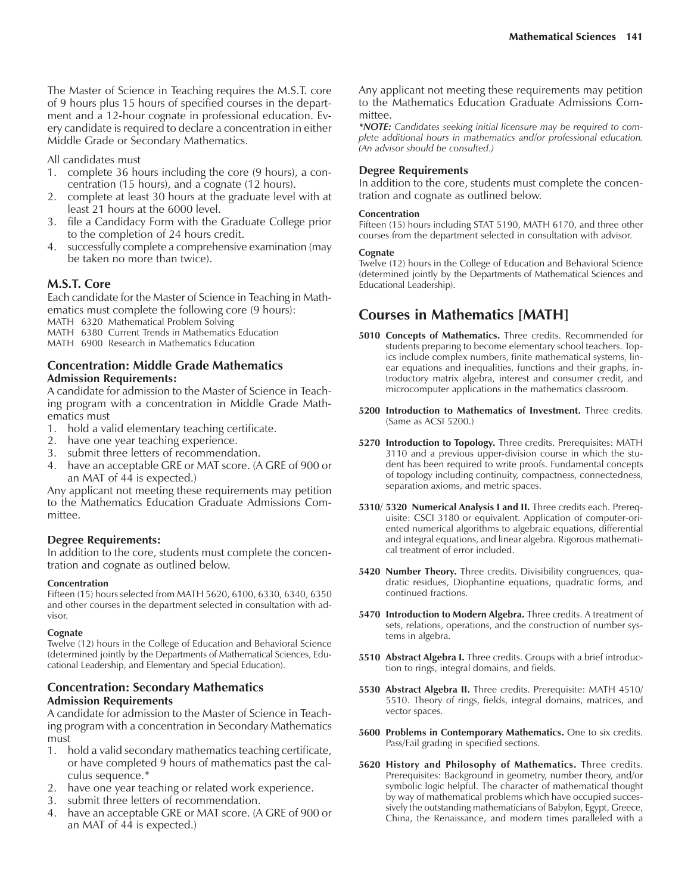The Master of Science in Teaching requires the M.S.T. core of 9 hours plus 15 hours of specified courses in the department and a 12-hour cognate in professional education. Every candidate is required to declare a concentration in either Middle Grade or Secondary Mathematics.

All candidates must

1. complete 36 hours including the core (9 hours), a concentration (15 hours), and a cognate (12 hours).
2. complete at least 30 hours at the graduate level with at least 21 hours at the 6000 level.
3. file a Candidacy Form with the Graduate College prior to the completion of 24 hours credit.
4. successfully complete a comprehensive examination (may be taken no more than twice).

### M.S.T. Core

Each candidate for the Master of Science in Teaching in Mathematics must complete the following core (9 hours):

MATH 6320 Mathematical Problem Solving
MATH 6380 Current Trends in Mathematics Education
MATH 6900 Research in Mathematics Education

### Concentration: Middle Grade Mathematics

**Admission Requirements:**

A candidate for admission to the Master of Science in Teaching program with a concentration in Middle Grade Mathematics must

1. hold a valid elementary teaching certificate.
2. have one year teaching experience.
3. submit three letters of recommendation.
4. have an acceptable GRE or MAT score. (A GRE of 900 or an MAT of 44 is expected.)

Any applicant not meeting these requirements may petition to the Mathematics Education Graduate Admissions Committee.

**Degree Requirements:**

In addition to the core, students must complete the concentration and cognate as outlined below.

**Concentration**

Fifteen (15) hours selected from MATH 5620, 6100, 6330, 6340, 6350 and other courses in the department selected in consultation with advisor.

**Cognate**

Twelve (12) hours in the College of Education and Behavioral Science (determined jointly by the Departments of Mathematical Sciences, Educational Leadership, and Elementary and Special Education).

### Concentration: Secondary Mathematics

**Admission Requirements**

A candidate for admission to the Master of Science in Teaching program with a concentration in Secondary Mathematics must

1. hold a valid secondary mathematics teaching certificate, or have completed 9 hours of mathematics past the calculus sequence.*
2. have one year teaching or related work experience.
3. submit three letters of recommendation.
4. have an acceptable GRE or MAT score. (A GRE of 900 or an MAT of 44 is expected.)

Any applicant not meeting these requirements may petition to the Mathematics Education Graduate Admissions Committee.

****NOTE:*** *Candidates seeking initial licensure may be required to complete additional hours in mathematics and/or professional education. (An advisor should be consulted.)*

**Degree Requirements**

In addition to the core, students must complete the concentration and cognate as outlined below.

**Concentration**

Fifteen (15) hours including STAT 5190, MATH 6170, and three other courses from the department selected in consultation with advisor.

**Cognate**

Twelve (12) hours in the College of Education and Behavioral Science (determined jointly by the Departments of Mathematical Sciences and Educational Leadership).

## Courses in Mathematics [MATH]

**5010 Concepts of Mathematics.** Three credits. Recommended for students preparing to become elementary school teachers. Topics include complex numbers, finite mathematical systems, linear equations and inequalities, functions and their graphs, introductory matrix algebra, interest and consumer credit, and microcomputer applications in the mathematics classroom.

**5200 Introduction to Mathematics of Investment.** Three credits. (Same as ACSI 5200.)

**5270 Introduction to Topology.** Three credits. Prerequisites: MATH 3110 and a previous upper-division course in which the student has been required to write proofs. Fundamental concepts of topology including continuity, compactness, connectedness, separation axioms, and metric spaces.

**5310/ 5320 Numerical Analysis I and II.** Three credits each. Prerequisite: CSCI 3180 or equivalent. Application of computer-oriented numerical algorithms to algebraic equations, differential and integral equations, and linear algebra. Rigorous mathematical treatment of error included.

**5420 Number Theory.** Three credits. Divisibility congruences, quadratic residues, Diophantine equations, quadratic forms, and continued fractions.

**5470 Introduction to Modern Algebra.** Three credits. A treatment of sets, relations, operations, and the construction of number systems in algebra.

**5510 Abstract Algebra I.** Three credits. Groups with a brief introduction to rings, integral domains, and fields.

**5530 Abstract Algebra II.** Three credits. Prerequisite: MATH 4510/5510. Theory of rings, fields, integral domains, matrices, and vector spaces.

**5600 Problems in Contemporary Mathematics.** One to six credits. Pass/Fail grading in specified sections.

**5620 History and Philosophy of Mathematics.** Three credits. Prerequisites: Background in geometry, number theory, and/or symbolic logic helpful. The character of mathematical thought by way of mathematical problems which have occupied successively the outstanding mathematicians of Babylon, Egypt, Greece, China, the Renaissance, and modern times paralleled with a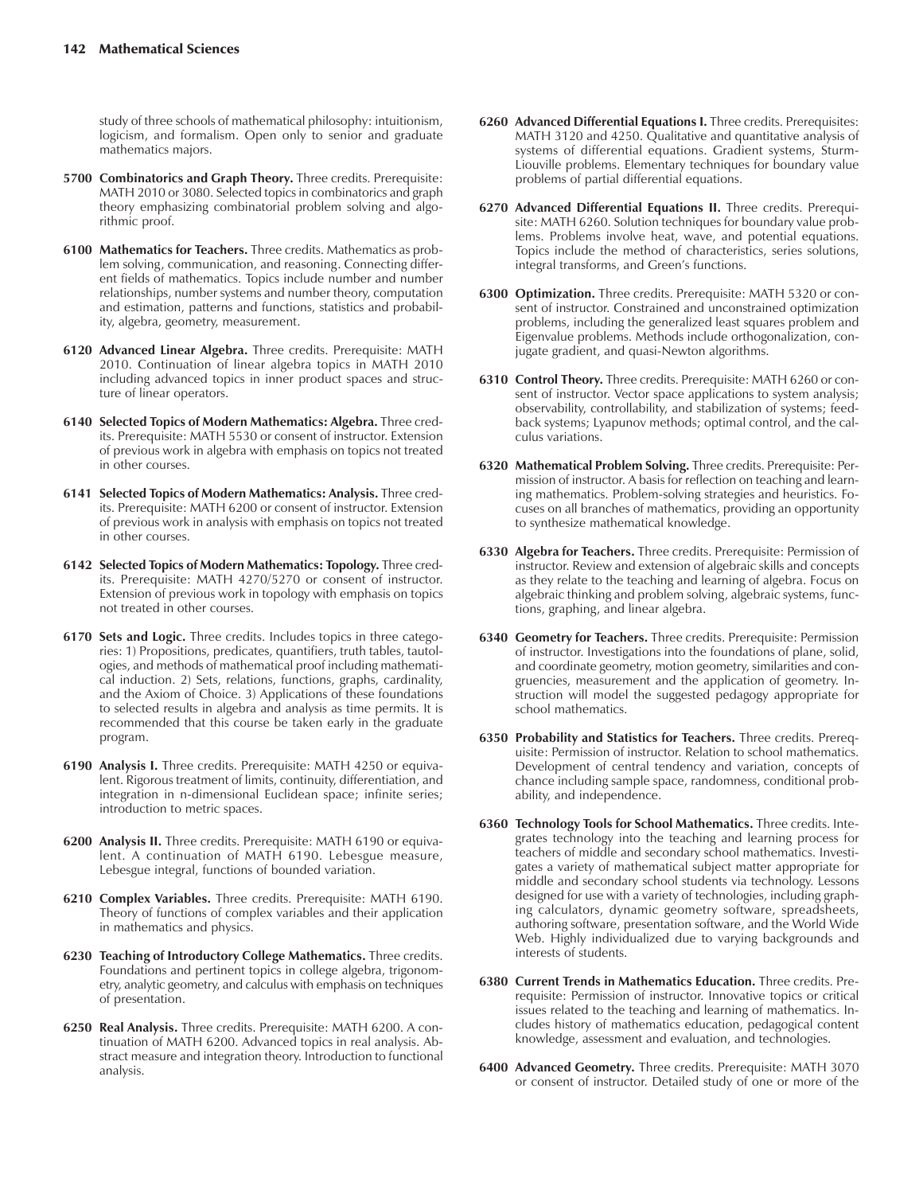study of three schools of mathematical philosophy: intuitionism, logicism, and formalism. Open only to senior and graduate mathematics majors.

**5700 Combinatorics and Graph Theory.** Three credits. Prerequisite: MATH 2010 or 3080. Selected topics in combinatorics and graph theory emphasizing combinatorial problem solving and algorithmic proof.

**6100 Mathematics for Teachers.** Three credits. Mathematics as problem solving, communication, and reasoning. Connecting different fields of mathematics. Topics include number and number relationships, number systems and number theory, computation and estimation, patterns and functions, statistics and probability, algebra, geometry, measurement.

**6120 Advanced Linear Algebra.** Three credits. Prerequisite: MATH 2010. Continuation of linear algebra topics in MATH 2010 including advanced topics in inner product spaces and structure of linear operators.

**6140 Selected Topics of Modern Mathematics: Algebra.** Three credits. Prerequisite: MATH 5530 or consent of instructor. Extension of previous work in algebra with emphasis on topics not treated in other courses.

**6141 Selected Topics of Modern Mathematics: Analysis.** Three credits. Prerequisite: MATH 6200 or consent of instructor. Extension of previous work in analysis with emphasis on topics not treated in other courses.

**6142 Selected Topics of Modern Mathematics: Topology.** Three credits. Prerequisite: MATH 4270/5270 or consent of instructor. Extension of previous work in topology with emphasis on topics not treated in other courses.

**6170 Sets and Logic.** Three credits. Includes topics in three categories: 1) Propositions, predicates, quantifiers, truth tables, tautologies, and methods of mathematical proof including mathematical induction. 2) Sets, relations, functions, graphs, cardinality, and the Axiom of Choice. 3) Applications of these foundations to selected results in algebra and analysis as time permits. It is recommended that this course be taken early in the graduate program.

**6190 Analysis I.** Three credits. Prerequisite: MATH 4250 or equivalent. Rigorous treatment of limits, continuity, differentiation, and integration in n-dimensional Euclidean space; infinite series; introduction to metric spaces.

**6200 Analysis II.** Three credits. Prerequisite: MATH 6190 or equivalent. A continuation of MATH 6190. Lebesgue measure, Lebesgue integral, functions of bounded variation.

**6210 Complex Variables.** Three credits. Prerequisite: MATH 6190. Theory of functions of complex variables and their application in mathematics and physics.

**6230 Teaching of Introductory College Mathematics.** Three credits. Foundations and pertinent topics in college algebra, trigonometry, analytic geometry, and calculus with emphasis on techniques of presentation.

**6250 Real Analysis.** Three credits. Prerequisite: MATH 6200. A continuation of MATH 6200. Advanced topics in real analysis. Abstract measure and integration theory. Introduction to functional analysis.

**6260 Advanced Differential Equations I.** Three credits. Prerequisites: MATH 3120 and 4250. Qualitative and quantitative analysis of systems of differential equations. Gradient systems, Sturm-Liouville problems. Elementary techniques for boundary value problems of partial differential equations.

**6270 Advanced Differential Equations II.** Three credits. Prerequisite: MATH 6260. Solution techniques for boundary value problems. Problems involve heat, wave, and potential equations. Topics include the method of characteristics, series solutions, integral transforms, and Green's functions.

**6300 Optimization.** Three credits. Prerequisite: MATH 5320 or consent of instructor. Constrained and unconstrained optimization problems, including the generalized least squares problem and Eigenvalue problems. Methods include orthogonalization, conjugate gradient, and quasi-Newton algorithms.

**6310 Control Theory.** Three credits. Prerequisite: MATH 6260 or consent of instructor. Vector space applications to system analysis; observability, controllability, and stabilization of systems; feedback systems; Lyapunov methods; optimal control, and the calculus variations.

**6320 Mathematical Problem Solving.** Three credits. Prerequisite: Permission of instructor. A basis for reflection on teaching and learning mathematics. Problem-solving strategies and heuristics. Focuses on all branches of mathematics, providing an opportunity to synthesize mathematical knowledge.

**6330 Algebra for Teachers.** Three credits. Prerequisite: Permission of instructor. Review and extension of algebraic skills and concepts as they relate to the teaching and learning of algebra. Focus on algebraic thinking and problem solving, algebraic systems, functions, graphing, and linear algebra.

**6340 Geometry for Teachers.** Three credits. Prerequisite: Permission of instructor. Investigations into the foundations of plane, solid, and coordinate geometry, motion geometry, similarities and congruencies, measurement and the application of geometry. Instruction will model the suggested pedagogy appropriate for school mathematics.

**6350 Probability and Statistics for Teachers.** Three credits. Prerequisite: Permission of instructor. Relation to school mathematics. Development of central tendency and variation, concepts of chance including sample space, randomness, conditional probability, and independence.

**6360 Technology Tools for School Mathematics.** Three credits. Integrates technology into the teaching and learning process for teachers of middle and secondary school mathematics. Investigates a variety of mathematical subject matter appropriate for middle and secondary school students via technology. Lessons designed for use with a variety of technologies, including graphing calculators, dynamic geometry software, spreadsheets, authoring software, presentation software, and the World Wide Web. Highly individualized due to varying backgrounds and interests of students.

**6380 Current Trends in Mathematics Education.** Three credits. Prerequisite: Permission of instructor. Innovative topics or critical issues related to the teaching and learning of mathematics. Includes history of mathematics education, pedagogical content knowledge, assessment and evaluation, and technologies.

**6400 Advanced Geometry.** Three credits. Prerequisite: MATH 3070 or consent of instructor. Detailed study of one or more of the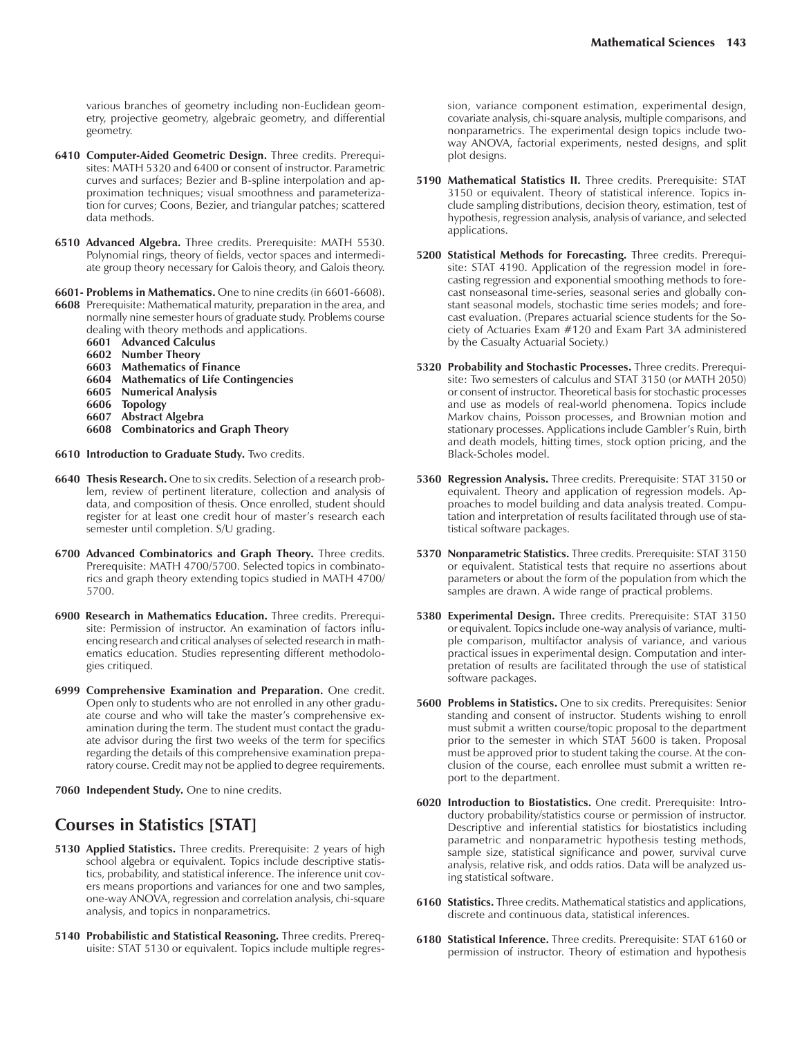various branches of geometry including non-Euclidean geometry, projective geometry, algebraic geometry, and differential geometry.

**6410 Computer-Aided Geometric Design.** Three credits. Prerequisites: MATH 5320 and 6400 or consent of instructor. Parametric curves and surfaces; Bezier and B-spline interpolation and approximation techniques; visual smoothness and parameterization for curves; Coons, Bezier, and triangular patches; scattered data methods.

**6510 Advanced Algebra.** Three credits. Prerequisite: MATH 5530. Polynomial rings, theory of fields, vector spaces and intermediate group theory necessary for Galois theory, and Galois theory.

**6601- 6608 Problems in Mathematics.** One to nine credits (in 6601-6608). Prerequisite: Mathematical maturity, preparation in the area, and normally nine semester hours of graduate study. Problems course dealing with theory methods and applications.

- **6601 Advanced Calculus**
- **6602 Number Theory**
- **6603 Mathematics of Finance**
- **6604 Mathematics of Life Contingencies**
- **6605 Numerical Analysis**
- **6606 Topology**
- **6607 Abstract Algebra**
- **6608 Combinatorics and Graph Theory**

**6610 Introduction to Graduate Study.** Two credits.

**6640 Thesis Research.** One to six credits. Selection of a research problem, review of pertinent literature, collection and analysis of data, and composition of thesis. Once enrolled, student should register for at least one credit hour of master's research each semester until completion. S/U grading.

**6700 Advanced Combinatorics and Graph Theory.** Three credits. Prerequisite: MATH 4700/5700. Selected topics in combinatorics and graph theory extending topics studied in MATH 4700/5700.

**6900 Research in Mathematics Education.** Three credits. Prerequisite: Permission of instructor. An examination of factors influencing research and critical analyses of selected research in mathematics education. Studies representing different methodologies critiqued.

**6999 Comprehensive Examination and Preparation.** One credit. Open only to students who are not enrolled in any other graduate course and who will take the master's comprehensive examination during the term. The student must contact the graduate advisor during the first two weeks of the term for specifics regarding the details of this comprehensive examination preparatory course. Credit may not be applied to degree requirements.

**7060 Independent Study.** One to nine credits.

## Courses in Statistics [STAT]

**5130 Applied Statistics.** Three credits. Prerequisite: 2 years of high school algebra or equivalent. Topics include descriptive statistics, probability, and statistical inference. The inference unit covers means proportions and variances for one and two samples, one-way ANOVA, regression and correlation analysis, chi-square analysis, and topics in nonparametrics.

**5140 Probabilistic and Statistical Reasoning.** Three credits. Prerequisite: STAT 5130 or equivalent. Topics include multiple regression, variance component estimation, experimental design, covariate analysis, chi-square analysis, multiple comparisons, and nonparametrics. The experimental design topics include two-way ANOVA, factorial experiments, nested designs, and split plot designs.

**5190 Mathematical Statistics II.** Three credits. Prerequisite: STAT 3150 or equivalent. Theory of statistical inference. Topics include sampling distributions, decision theory, estimation, test of hypothesis, regression analysis, analysis of variance, and selected applications.

**5200 Statistical Methods for Forecasting.** Three credits. Prerequisite: STAT 4190. Application of the regression model in forecasting regression and exponential smoothing methods to forecast nonseasonal time-series, seasonal series and globally constant seasonal models, stochastic time series models; and forecast evaluation. (Prepares actuarial science students for the Society of Actuaries Exam #120 and Exam Part 3A administered by the Casualty Actuarial Society.)

**5320 Probability and Stochastic Processes.** Three credits. Prerequisite: Two semesters of calculus and STAT 3150 (or MATH 2050) or consent of instructor. Theoretical basis for stochastic processes and use as models of real-world phenomena. Topics include Markov chains, Poisson processes, and Brownian motion and stationary processes. Applications include Gambler's Ruin, birth and death models, hitting times, stock option pricing, and the Black-Scholes model.

**5360 Regression Analysis.** Three credits. Prerequisite: STAT 3150 or equivalent. Theory and application of regression models. Approaches to model building and data analysis treated. Computation and interpretation of results facilitated through use of statistical software packages.

**5370 Nonparametric Statistics.** Three credits. Prerequisite: STAT 3150 or equivalent. Statistical tests that require no assertions about parameters or about the form of the population from which the samples are drawn. A wide range of practical problems.

**5380 Experimental Design.** Three credits. Prerequisite: STAT 3150 or equivalent. Topics include one-way analysis of variance, multiple comparison, multifactor analysis of variance, and various practical issues in experimental design. Computation and interpretation of results are facilitated through the use of statistical software packages.

**5600 Problems in Statistics.** One to six credits. Prerequisites: Senior standing and consent of instructor. Students wishing to enroll must submit a written course/topic proposal to the department prior to the semester in which STAT 5600 is taken. Proposal must be approved prior to student taking the course. At the conclusion of the course, each enrollee must submit a written report to the department.

**6020 Introduction to Biostatistics.** One credit. Prerequisite: Introductory probability/statistics course or permission of instructor. Descriptive and inferential statistics for biostatistics including parametric and nonparametric hypothesis testing methods, sample size, statistical significance and power, survival curve analysis, relative risk, and odds ratios. Data will be analyzed using statistical software.

**6160 Statistics.** Three credits. Mathematical statistics and applications, discrete and continuous data, statistical inferences.

**6180 Statistical Inference.** Three credits. Prerequisite: STAT 6160 or permission of instructor. Theory of estimation and hypothesis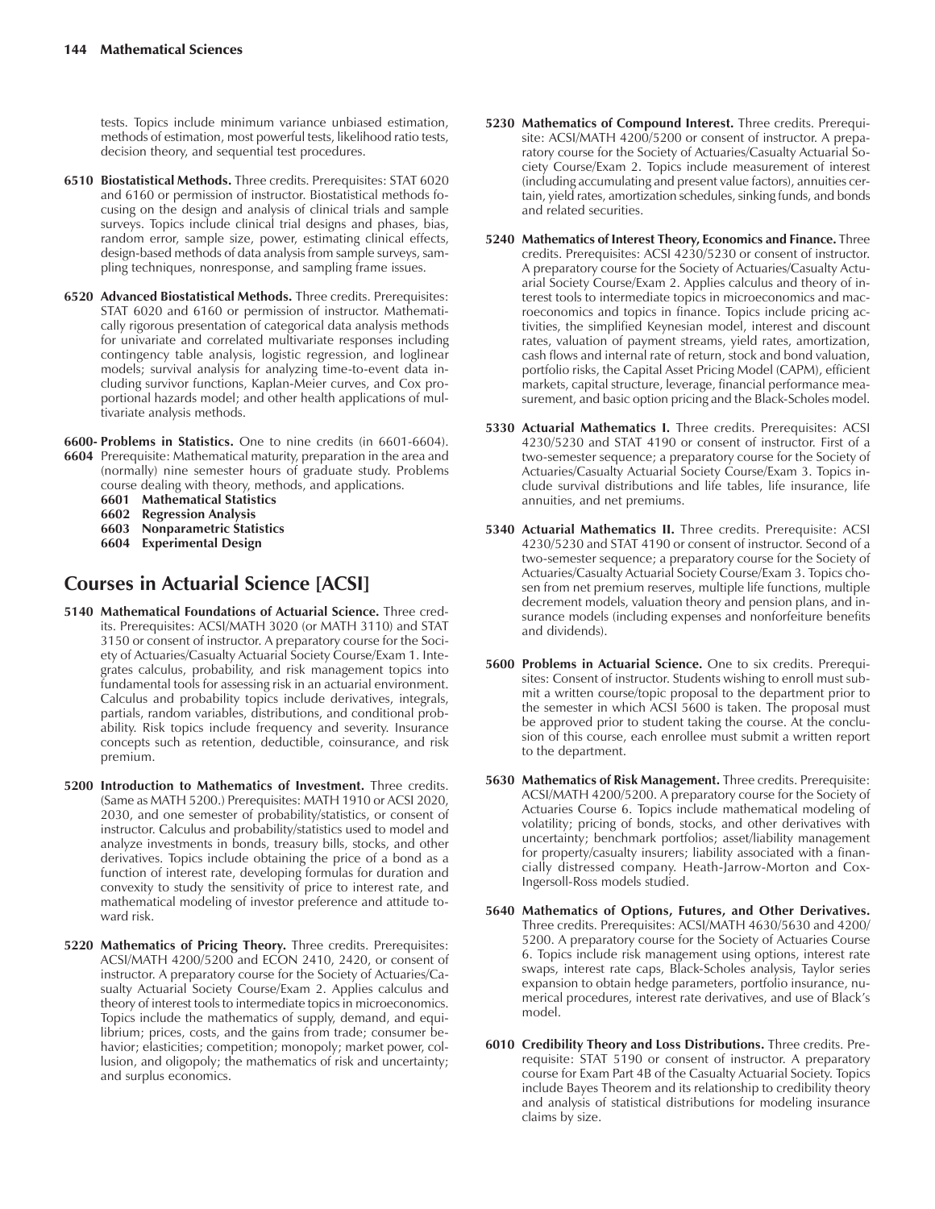tests. Topics include minimum variance unbiased estimation, methods of estimation, most powerful tests, likelihood ratio tests, decision theory, and sequential test procedures.

**6510 Biostatistical Methods.** Three credits. Prerequisites: STAT 6020 and 6160 or permission of instructor. Biostatistical methods focusing on the design and analysis of clinical trials and sample surveys. Topics include clinical trial designs and phases, bias, random error, sample size, power, estimating clinical effects, design-based methods of data analysis from sample surveys, sampling techniques, nonresponse, and sampling frame issues.

**6520 Advanced Biostatistical Methods.** Three credits. Prerequisites: STAT 6020 and 6160 or permission of instructor. Mathematically rigorous presentation of categorical data analysis methods for univariate and correlated multivariate responses including contingency table analysis, logistic regression, and loglinear models; survival analysis for analyzing time-to-event data including survivor functions, Kaplan-Meier curves, and Cox proportional hazards model; and other health applications of multivariate analysis methods.

**6600-6604 Problems in Statistics.** One to nine credits (in 6601-6604). Prerequisite: Mathematical maturity, preparation in the area and (normally) nine semester hours of graduate study. Problems course dealing with theory, methods, and applications.

- **6601 Mathematical Statistics**
- **6602 Regression Analysis**
- **6603 Nonparametric Statistics**
- **6604 Experimental Design**

## Courses in Actuarial Science [ACSI]

**5140 Mathematical Foundations of Actuarial Science.** Three credits. Prerequisites: ACSI/MATH 3020 (or MATH 3110) and STAT 3150 or consent of instructor. A preparatory course for the Society of Actuaries/Casualty Actuarial Society Course/Exam 1. Integrates calculus, probability, and risk management topics into fundamental tools for assessing risk in an actuarial environment. Calculus and probability topics include derivatives, integrals, partials, random variables, distributions, and conditional probability. Risk topics include frequency and severity. Insurance concepts such as retention, deductible, coinsurance, and risk premium.

**5200 Introduction to Mathematics of Investment.** Three credits. (Same as MATH 5200.) Prerequisites: MATH 1910 or ACSI 2020, 2030, and one semester of probability/statistics, or consent of instructor. Calculus and probability/statistics used to model and analyze investments in bonds, treasury bills, stocks, and other derivatives. Topics include obtaining the price of a bond as a function of interest rate, developing formulas for duration and convexity to study the sensitivity of price to interest rate, and mathematical modeling of investor preference and attitude toward risk.

**5220 Mathematics of Pricing Theory.** Three credits. Prerequisites: ACSI/MATH 4200/5200 and ECON 2410, 2420, or consent of instructor. A preparatory course for the Society of Actuaries/Casualty Actuarial Society Course/Exam 2. Applies calculus and theory of interest tools to intermediate topics in microeconomics. Topics include the mathematics of supply, demand, and equilibrium; prices, costs, and the gains from trade; consumer behavior; elasticities; competition; monopoly; market power, collusion, and oligopoly; the mathematics of risk and uncertainty; and surplus economics.

**5230 Mathematics of Compound Interest.** Three credits. Prerequisite: ACSI/MATH 4200/5200 or consent of instructor. A preparatory course for the Society of Actuaries/Casualty Actuarial Society Course/Exam 2. Topics include measurement of interest (including accumulating and present value factors), annuities certain, yield rates, amortization schedules, sinking funds, and bonds and related securities.

**5240 Mathematics of Interest Theory, Economics and Finance.** Three credits. Prerequisites: ACSI 4230/5230 or consent of instructor. A preparatory course for the Society of Actuaries/Casualty Actuarial Society Course/Exam 2. Applies calculus and theory of interest tools to intermediate topics in microeconomics and macroeconomics and topics in finance. Topics include pricing activities, the simplified Keynesian model, interest and discount rates, valuation of payment streams, yield rates, amortization, cash flows and internal rate of return, stock and bond valuation, portfolio risks, the Capital Asset Pricing Model (CAPM), efficient markets, capital structure, leverage, financial performance measurement, and basic option pricing and the Black-Scholes model.

**5330 Actuarial Mathematics I.** Three credits. Prerequisites: ACSI 4230/5230 and STAT 4190 or consent of instructor. First of a two-semester sequence; a preparatory course for the Society of Actuaries/Casualty Actuarial Society Course/Exam 3. Topics include survival distributions and life tables, life insurance, life annuities, and net premiums.

**5340 Actuarial Mathematics II.** Three credits. Prerequisite: ACSI 4230/5230 and STAT 4190 or consent of instructor. Second of a two-semester sequence; a preparatory course for the Society of Actuaries/Casualty Actuarial Society Course/Exam 3. Topics chosen from net premium reserves, multiple life functions, multiple decrement models, valuation theory and pension plans, and insurance models (including expenses and nonforfeiture benefits and dividends).

**5600 Problems in Actuarial Science.** One to six credits. Prerequisites: Consent of instructor. Students wishing to enroll must submit a written course/topic proposal to the department prior to the semester in which ACSI 5600 is taken. The proposal must be approved prior to student taking the course. At the conclusion of this course, each enrollee must submit a written report to the department.

**5630 Mathematics of Risk Management.** Three credits. Prerequisite: ACSI/MATH 4200/5200. A preparatory course for the Society of Actuaries Course 6. Topics include mathematical modeling of volatility; pricing of bonds, stocks, and other derivatives with uncertainty; benchmark portfolios; asset/liability management for property/casualty insurers; liability associated with a financially distressed company. Heath-Jarrow-Morton and Cox-Ingersoll-Ross models studied.

**5640 Mathematics of Options, Futures, and Other Derivatives.** Three credits. Prerequisites: ACSI/MATH 4630/5630 and 4200/5200. A preparatory course for the Society of Actuaries Course 6. Topics include risk management using options, interest rate swaps, interest rate caps, Black-Scholes analysis, Taylor series expansion to obtain hedge parameters, portfolio insurance, numerical procedures, interest rate derivatives, and use of Black's model.

**6010 Credibility Theory and Loss Distributions.** Three credits. Prerequisite: STAT 5190 or consent of instructor. A preparatory course for Exam Part 4B of the Casualty Actuarial Society. Topics include Bayes Theorem and its relationship to credibility theory and analysis of statistical distributions for modeling insurance claims by size.